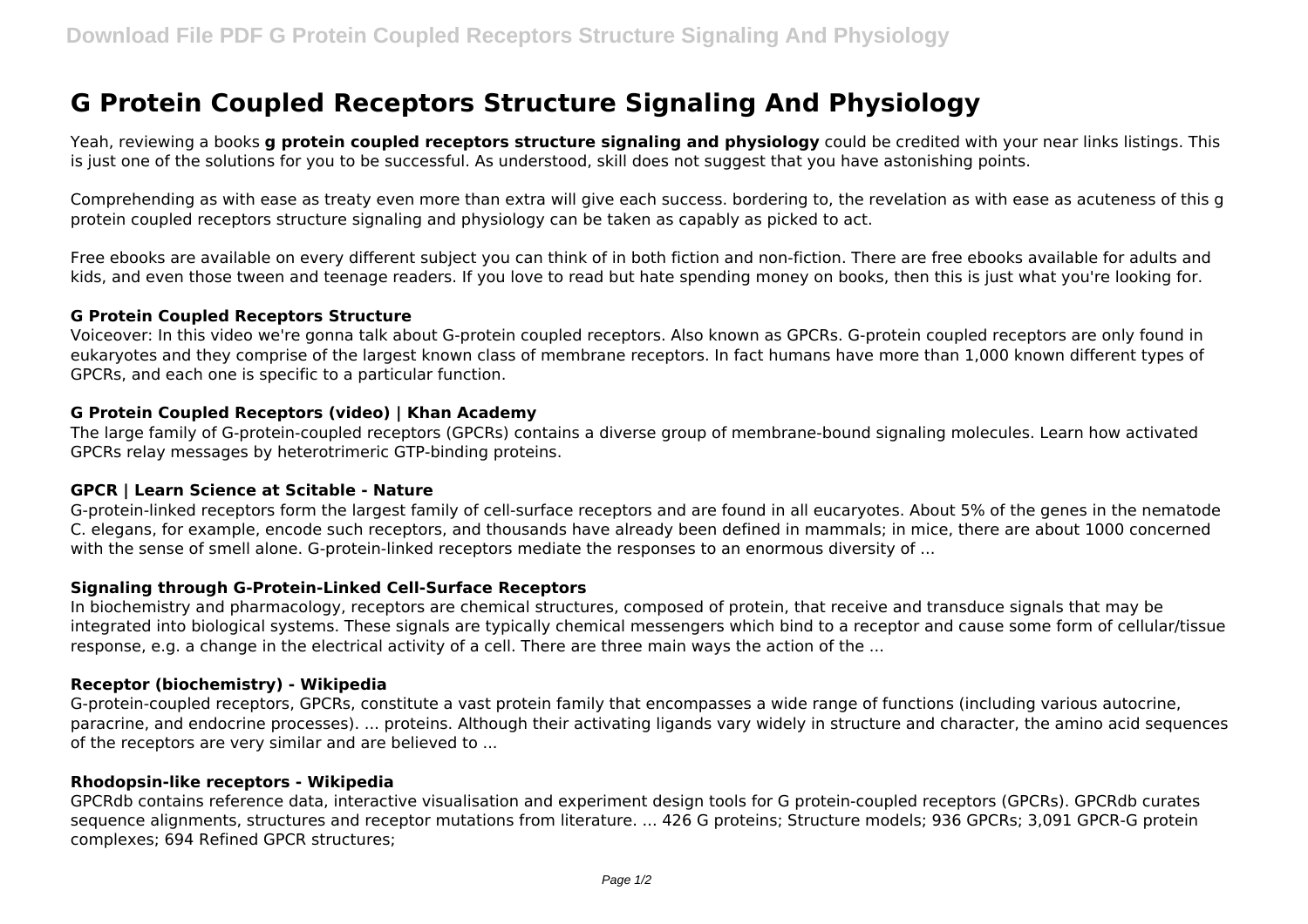# G Protein Coupled Receptors Structure Signaling And Physiology

Yeah, reviewing a books **g protein coupled receptors structure signaling and physiology** could be credited with your near links listings. This is just one of the solutions for you to be successful. As understood, skill does not suggest that you have astonishing points.

Comprehending as with ease as treaty even more than extra will give each success. bordering to, the revelation as with ease as acuteness of this g protein coupled receptors structure signaling and physiology can be taken as capably as picked to act.

Free ebooks are available on every different subject you can think of in both fiction and non-fiction. There are free ebooks available for adults and kids, and even those tween and teenage readers. If you love to read but hate spending money on books, then this is just what you're looking for.

#### G Protein Coupled Receptors Structure

Voiceover: In this video we're gonna talk about G-protein coupled receptors. Also known as GPCRs. G-protein coupled receptors are only found in eukaryotes and they comprise of the largest known class of membrane receptors. In fact humans have more than 1,000 known different types of GPCRs, and each one is specific to a particular function.

#### G Protein Coupled Receptors (video) | Khan Academy

The large family of G-protein-coupled receptors (GPCRs) contains a diverse group of membrane-bound signaling molecules. Learn how activated GPCRs relay messages by heterotrimeric GTP-binding proteins.

#### GPCR | Learn Science at Scitable - Nature

G-protein-linked receptors form the largest family of cell-surface receptors and are found in all eucaryotes. About 5% of the genes in the nematode C. elegans, for example, encode such receptors, and thousands have already been defined in mammals; in mice, there are about 1000 concerned with the sense of smell alone. G-protein-linked receptors mediate the responses to an enormous diversity of ...

#### Signaling through G-Protein-Linked Cell-Surface Receptors

In biochemistry and pharmacology, receptors are chemical structures, composed of protein, that receive and transduce signals that may be integrated into biological systems. These signals are typically chemical messengers which bind to a receptor and cause some form of cellular/tissue response, e.g. a change in the electrical activity of a cell. There are three main ways the action of the ...

#### Receptor (biochemistry) - Wikipedia

G-protein-coupled receptors, GPCRs, constitute a vast protein family that encompasses a wide range of functions (including various autocrine, paracrine, and endocrine processes). ... proteins. Although their activating ligands vary widely in structure and character, the amino acid sequences of the receptors are very similar and are believed to ...

#### Rhodopsin-like receptors - Wikipedia

GPCRdb contains reference data, interactive visualisation and experiment design tools for G protein-coupled receptors (GPCRs). GPCRdb curates sequence alignments, structures and receptor mutations from literature. ... 426 G proteins; Structure models; 936 GPCRs; 3,091 GPCR-G protein complexes; 694 Refined GPCR structures;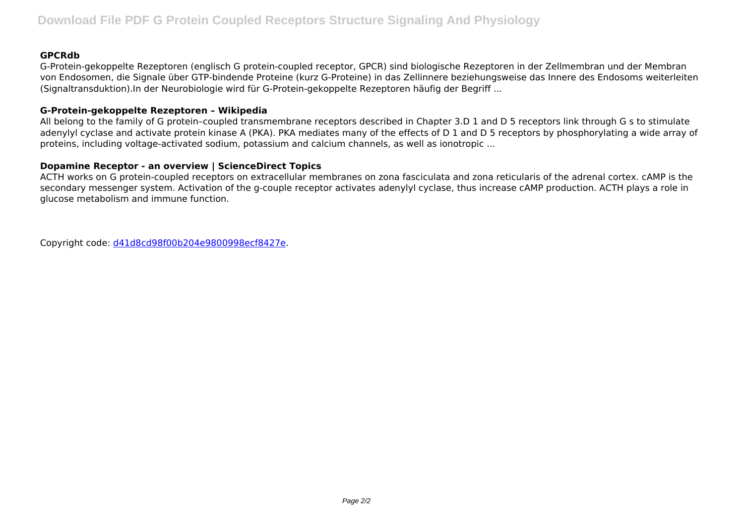**GPCRdb**

G-Protein-gekoppelte Rezeptoren (englisch G protein-coupled receptor, GPCR) sind biologische Rezeptoren in der Zellmembran und der Membran von Endosomen, die Signale über GTP-bindende Proteine (kurz G-Proteine) in das Zellinnere beziehungsweise das Innere des Endosoms weiterleiten (Signaltransduktion).In der Neurobiologie wird für G-Protein-gekoppelte Rezeptoren häufig der Begriff ...

**G-Protein-gekoppelte Rezeptoren – Wikipedia**

All belong to the family of G protein–coupled transmembrane receptors described in Chapter 3.D 1 and D 5 receptors link through G s to stimulate adenylyl cyclase and activate protein kinase A (PKA). PKA mediates many of the effects of D 1 and D 5 receptors by phosphorylating a wide array of proteins, including voltage-activated sodium, potassium and calcium channels, as well as ionotropic ...

**Dopamine Receptor - an overview | ScienceDirect Topics**

ACTH works on G protein-coupled receptors on extracellular membranes on zona fasciculata and zona reticularis of the adrenal cortex. cAMP is the secondary messenger system. Activation of the g-couple receptor activates adenylyl cyclase, thus increase cAMP production. ACTH plays a role in glucose metabolism and immune function.

Copyright code: d41d8cd98f00b204e9800998ecf8427e.